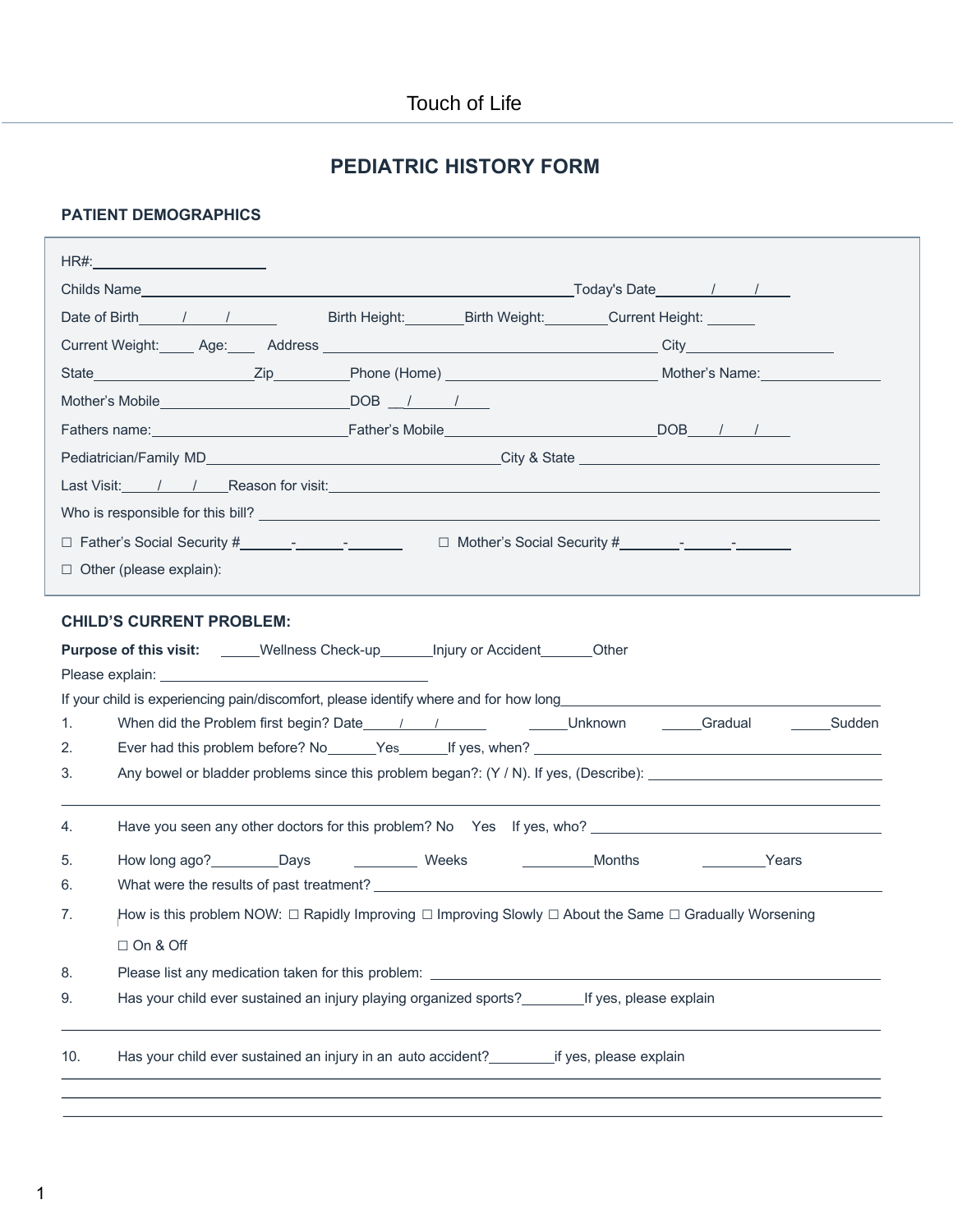Touch of Life

# PEDIATRIC HISTORY FORM

## PATIENT DEMOGRAPHICS

HR#:______________________

Childs Name____________________________________________________________Today's Date_______/_____/_____

Date of Birth_____/_____/______ Birth Height:________Birth Weight:________Current Height: ______

Current Weight:_____ Age:____ Address ____________________________________________ City___________________

State____________________Zip__________Phone (Home) ____________________________ Mother's Name:_______________

Mother's Mobile________________________DOB __/_____/_____

Fathers name:_________________________Father's Mobile___________________________DOB____/____/_____

Pediatrician/Family MD_____________________________________City & State ________________________________

Last Visit:_____/_____/_____Reason for visit:_________________________________________________________________

Who is responsible for this bill? _________________________________________________________________________

☐ Father's Social Security #______-______-_______ ☐ Mother's Social Security #________-______-_______

☐ Other (please explain):

## CHILD'S CURRENT PROBLEM:

**Purpose of this visit:** _____Wellness Check-up_______Injury or Accident_______Other

Please explain: ____________________________________

If your child is experiencing pain/discomfort, please identify where and for how long_______________________________________

1. When did the Problem first begin? Date_____/_____/______ _____Unknown _____Gradual _____Sudden
2. Ever had this problem before? No______Yes______If yes, when? ____________________________________________
3. Any bowel or bladder problems since this problem began?: (Y / N). If yes, (Describe): ______________________________

   ______________________________________________________________________________________________

4. Have you seen any other doctors for this problem? No Yes If yes, who? _____________________________________
5. How long ago?_________Days ________ Weeks _________Months ________Years
6. What were the results of past treatment? ____________________________________________________________
7. How is this problem NOW: ☐ Rapidly Improving ☐ Improving Slowly ☐ About the Same ☐ Gradually Worsening

   ☐ On & Off

8. Please list any medication taken for this problem: ______________________________________________
9. Has your child ever sustained an injury playing organized sports?________If yes, please explain

   ______________________________________________________________________________________________

10. Has your child ever sustained an injury in an auto accident?________if yes, please explain

    ______________________________________________________________________________________________

    ______________________________________________________________________________________________

    ______________________________________________________________________________________________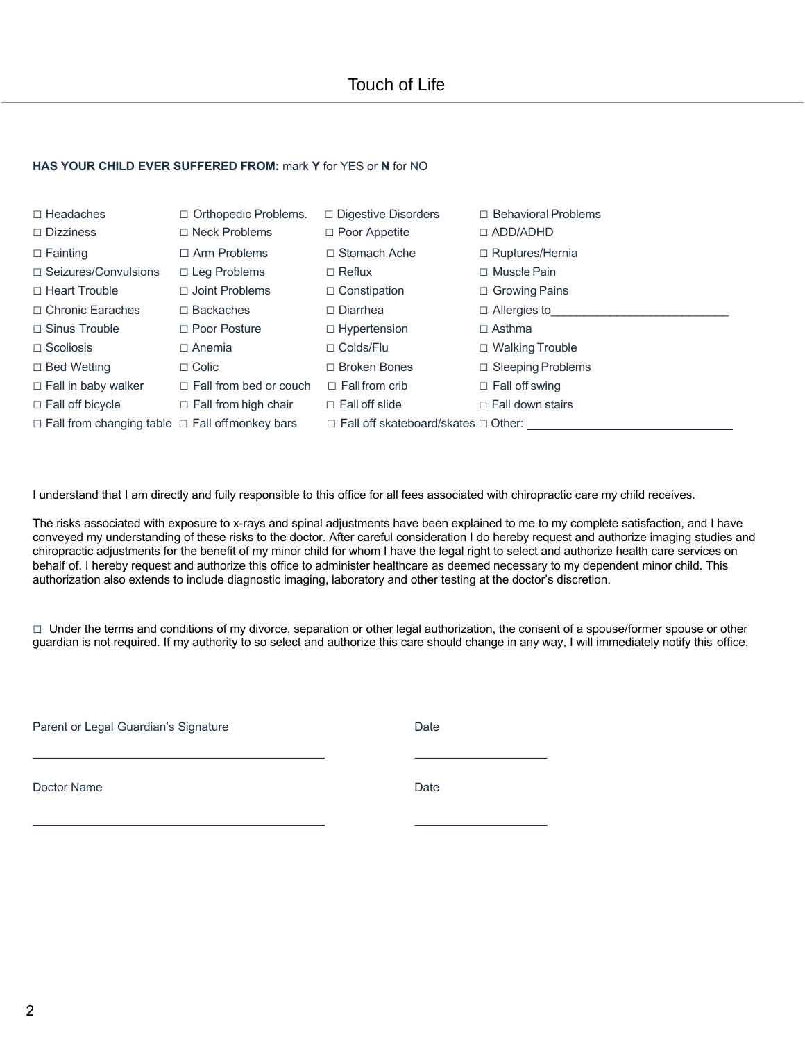# Touch of Life

**HAS YOUR CHILD EVER SUFFERED FROM:** mark **Y** for YES or **N** for NO

| | | | |
|---|---|---|---|
| ☐ Headaches | ☐ Orthopedic Problems. | ☐ Digestive Disorders | ☐ Behavioral Problems |
| ☐ Dizziness | ☐ Neck Problems | ☐ Poor Appetite | ☐ ADD/ADHD |
| ☐ Fainting | ☐ Arm Problems | ☐ Stomach Ache | ☐ Ruptures/Hernia |
| ☐ Seizures/Convulsions | ☐ Leg Problems | ☐ Reflux | ☐ Muscle Pain |
| ☐ Heart Trouble | ☐ Joint Problems | ☐ Constipation | ☐ Growing Pains |
| ☐ Chronic Earaches | ☐ Backaches | ☐ Diarrhea | ☐ Allergies to___________________________ |
| ☐ Sinus Trouble | ☐ Poor Posture | ☐ Hypertension | ☐ Asthma |
| ☐ Scoliosis | ☐ Anemia | ☐ Colds/Flu | ☐ Walking Trouble |
| ☐ Bed Wetting | ☐ Colic | ☐ Broken Bones | ☐ Sleeping Problems |
| ☐ Fall in baby walker | ☐ Fall from bed or couch | ☐ Fall from crib | ☐ Fall off swing |
| ☐ Fall off bicycle | ☐ Fall from high chair | ☐ Fall off slide | ☐ Fall down stairs |
| ☐ Fall from changing table | ☐ Fall off monkey bars | ☐ Fall off skateboard/skates | ☐ Other: _______________________________ |

I understand that I am directly and fully responsible to this office for all fees associated with chiropractic care my child receives.

The risks associated with exposure to x-rays and spinal adjustments have been explained to me to my complete satisfaction, and I have conveyed my understanding of these risks to the doctor. After careful consideration I do hereby request and authorize imaging studies and chiropractic adjustments for the benefit of my minor child for whom I have the legal right to select and authorize health care services on behalf of. I hereby request and authorize this office to administer healthcare as deemed necessary to my dependent minor child. This authorization also extends to include diagnostic imaging, laboratory and other testing at the doctor's discretion.

☐ Under the terms and conditions of my divorce, separation or other legal authorization, the consent of a spouse/former spouse or other guardian is not required. If my authority to so select and authorize this care should change in any way, I will immediately notify this office.

Parent or Legal Guardian's Signature _______________________________ Date ____________________

Doctor Name _______________________________ Date ____________________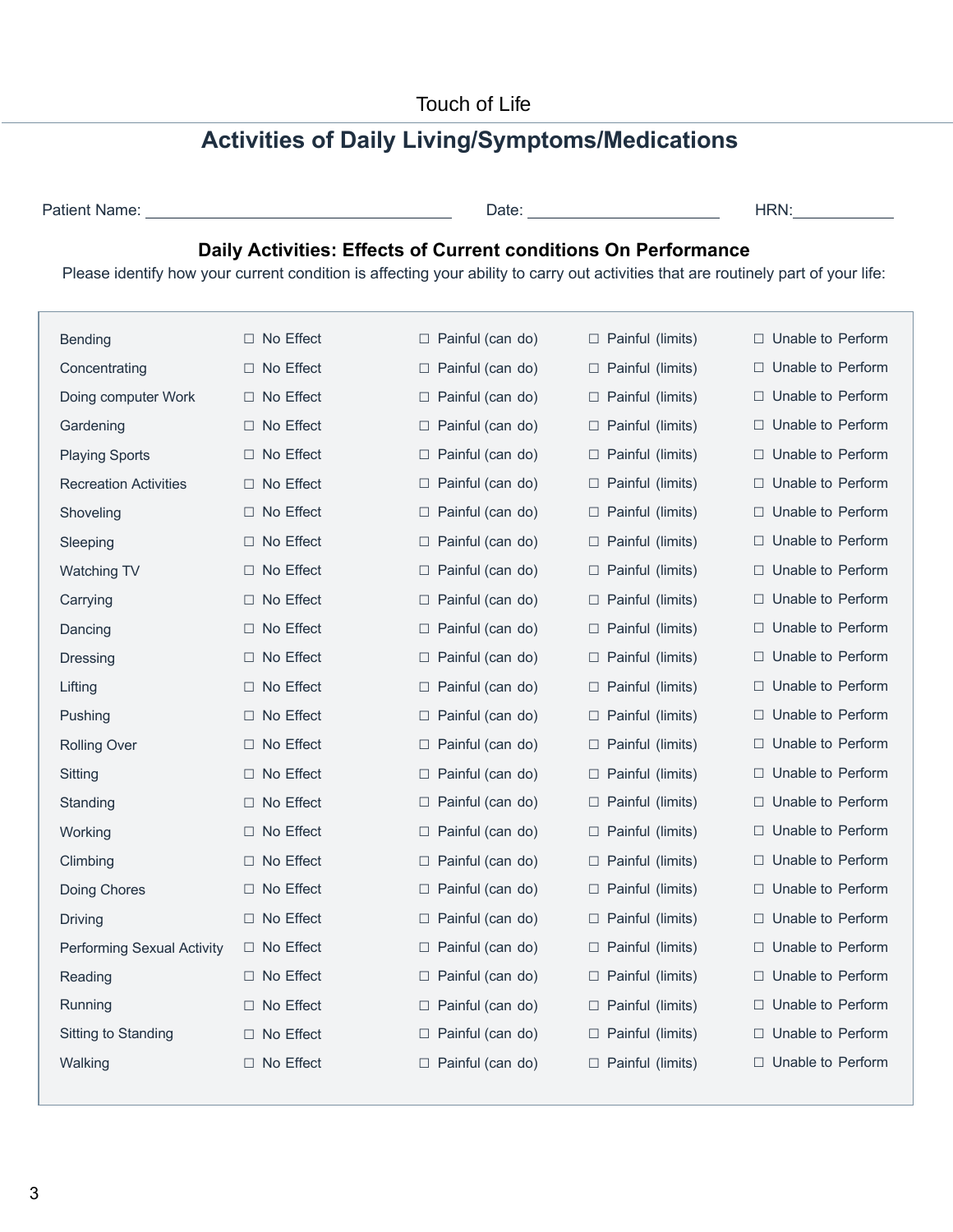Touch of Life

# Activities of Daily Living/Symptoms/Medications

Patient Name: ______________________________ Date: ____________________ HRN:__________

### Daily Activities: Effects of Current conditions On Performance

Please identify how your current condition is affecting your ability to carry out activities that are routinely part of your life:

| Activity | | | | |
|---|---|---|---|---|
| Bending | ☐ No Effect | ☐ Painful (can do) | ☐ Painful (limits) | ☐ Unable to Perform |
| Concentrating | ☐ No Effect | ☐ Painful (can do) | ☐ Painful (limits) | ☐ Unable to Perform |
| Doing computer Work | ☐ No Effect | ☐ Painful (can do) | ☐ Painful (limits) | ☐ Unable to Perform |
| Gardening | ☐ No Effect | ☐ Painful (can do) | ☐ Painful (limits) | ☐ Unable to Perform |
| Playing Sports | ☐ No Effect | ☐ Painful (can do) | ☐ Painful (limits) | ☐ Unable to Perform |
| Recreation Activities | ☐ No Effect | ☐ Painful (can do) | ☐ Painful (limits) | ☐ Unable to Perform |
| Shoveling | ☐ No Effect | ☐ Painful (can do) | ☐ Painful (limits) | ☐ Unable to Perform |
| Sleeping | ☐ No Effect | ☐ Painful (can do) | ☐ Painful (limits) | ☐ Unable to Perform |
| Watching TV | ☐ No Effect | ☐ Painful (can do) | ☐ Painful (limits) | ☐ Unable to Perform |
| Carrying | ☐ No Effect | ☐ Painful (can do) | ☐ Painful (limits) | ☐ Unable to Perform |
| Dancing | ☐ No Effect | ☐ Painful (can do) | ☐ Painful (limits) | ☐ Unable to Perform |
| Dressing | ☐ No Effect | ☐ Painful (can do) | ☐ Painful (limits) | ☐ Unable to Perform |
| Lifting | ☐ No Effect | ☐ Painful (can do) | ☐ Painful (limits) | ☐ Unable to Perform |
| Pushing | ☐ No Effect | ☐ Painful (can do) | ☐ Painful (limits) | ☐ Unable to Perform |
| Rolling Over | ☐ No Effect | ☐ Painful (can do) | ☐ Painful (limits) | ☐ Unable to Perform |
| Sitting | ☐ No Effect | ☐ Painful (can do) | ☐ Painful (limits) | ☐ Unable to Perform |
| Standing | ☐ No Effect | ☐ Painful (can do) | ☐ Painful (limits) | ☐ Unable to Perform |
| Working | ☐ No Effect | ☐ Painful (can do) | ☐ Painful (limits) | ☐ Unable to Perform |
| Climbing | ☐ No Effect | ☐ Painful (can do) | ☐ Painful (limits) | ☐ Unable to Perform |
| Doing Chores | ☐ No Effect | ☐ Painful (can do) | ☐ Painful (limits) | ☐ Unable to Perform |
| Driving | ☐ No Effect | ☐ Painful (can do) | ☐ Painful (limits) | ☐ Unable to Perform |
| Performing Sexual Activity | ☐ No Effect | ☐ Painful (can do) | ☐ Painful (limits) | ☐ Unable to Perform |
| Reading | ☐ No Effect | ☐ Painful (can do) | ☐ Painful (limits) | ☐ Unable to Perform |
| Running | ☐ No Effect | ☐ Painful (can do) | ☐ Painful (limits) | ☐ Unable to Perform |
| Sitting to Standing | ☐ No Effect | ☐ Painful (can do) | ☐ Painful (limits) | ☐ Unable to Perform |
| Walking | ☐ No Effect | ☐ Painful (can do) | ☐ Painful (limits) | ☐ Unable to Perform |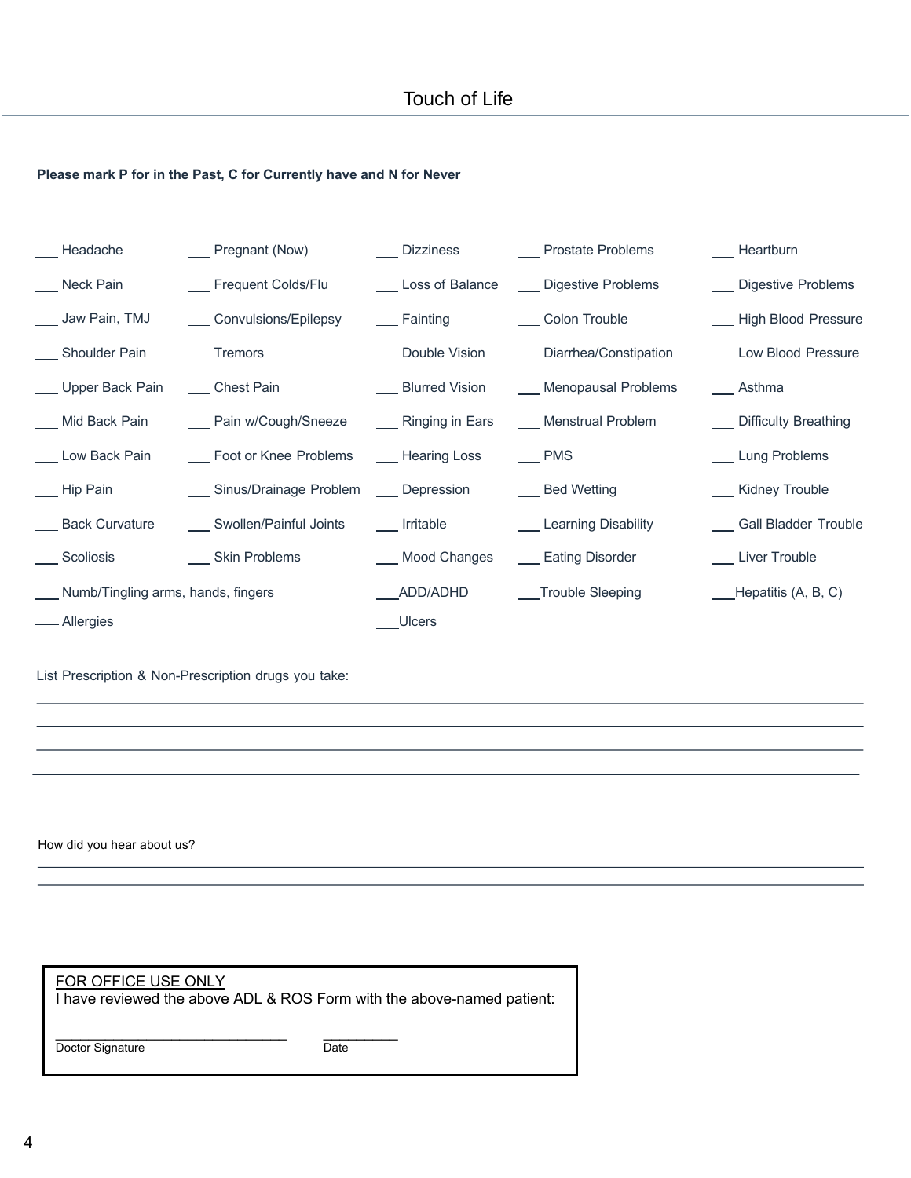# Touch of Life

**Please mark P for in the Past, C for Currently have and N for Never**

| | | | | |
|---|---|---|---|---|
| ___ Headache | ___ Pregnant (Now) | ___ Dizziness | ___ Prostate Problems | ___ Heartburn |
| ___ Neck Pain | ___ Frequent Colds/Flu | ___ Loss of Balance | ___ Digestive Problems | ___ Digestive Problems |
| ___ Jaw Pain, TMJ | ___ Convulsions/Epilepsy | ___ Fainting | ___ Colon Trouble | ___ High Blood Pressure |
| ___ Shoulder Pain | ___ Tremors | ___ Double Vision | ___ Diarrhea/Constipation | ___ Low Blood Pressure |
| ___ Upper Back Pain | ___ Chest Pain | ___ Blurred Vision | ___ Menopausal Problems | ___ Asthma |
| ___ Mid Back Pain | ___ Pain w/Cough/Sneeze | ___ Ringing in Ears | ___ Menstrual Problem | ___ Difficulty Breathing |
| ___ Low Back Pain | ___ Foot or Knee Problems | ___ Hearing Loss | ___ PMS | ___ Lung Problems |
| ___ Hip Pain | ___ Sinus/Drainage Problem | ___ Depression | ___ Bed Wetting | ___ Kidney Trouble |
| ___ Back Curvature | ___ Swollen/Painful Joints | ___ Irritable | ___ Learning Disability | ___ Gall Bladder Trouble |
| ___ Scoliosis | ___ Skin Problems | ___ Mood Changes | ___ Eating Disorder | ___ Liver Trouble |
| ___ Numb/Tingling arms, hands, fingers | | ___ADD/ADHD | ___Trouble Sleeping | ___Hepatitis (A, B, C) |
| ___ Allergies | | ___Ulcers | | |

List Prescription & Non-Prescription drugs you take:

_______________________________________________________________________________

_______________________________________________________________________________

_______________________________________________________________________________

_______________________________________________________________________________

How did you hear about us?

_______________________________________________________________________________

_______________________________________________________________________________

FOR OFFICE USE ONLY

I have reviewed the above ADL & ROS Form with the above-named patient:

_______________________________ __________

Doctor Signature Date